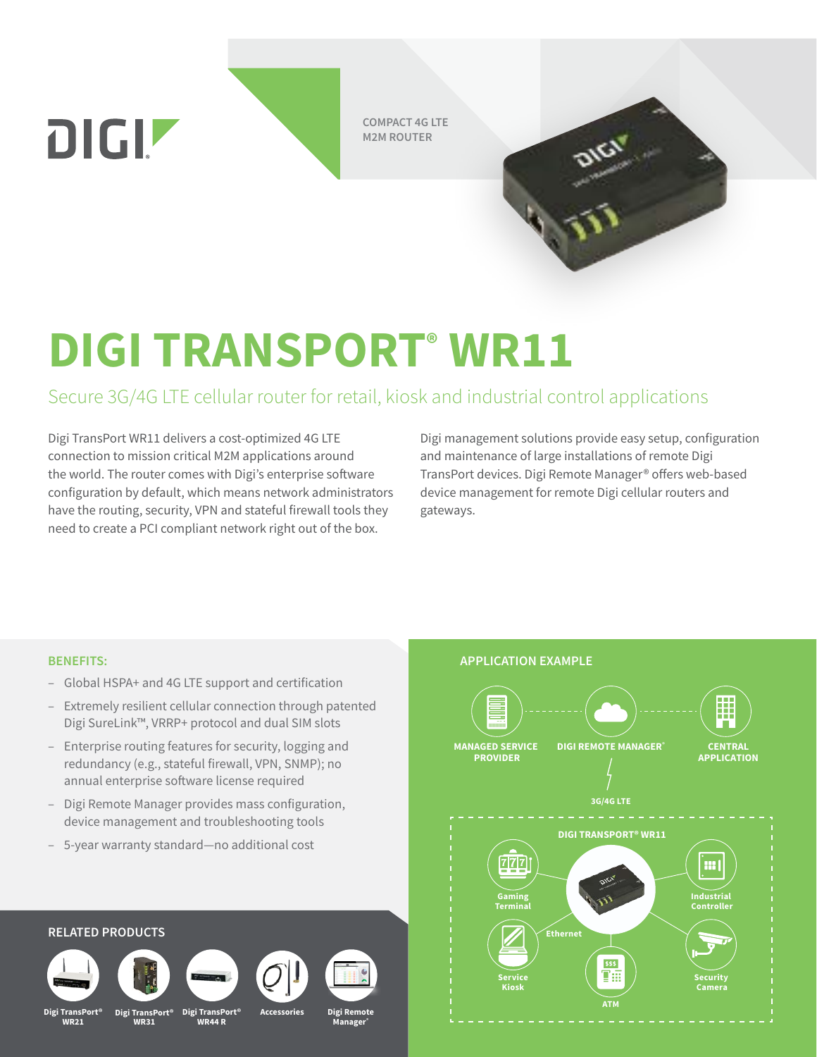DIGI

COMPACT 4G LTE M2M ROUTER

# DIGI TRANSPORT® WR11

## Secure 3G/4G LTE cellular router for retail, kiosk and industrial control applications

Digi TransPort WR11 delivers a cost-optimized 4G LTE connection to mission critical M2M applications around the world. The router comes with Digi's enterprise software configuration by default, which means network administrators have the routing, security, VPN and stateful firewall tools they need to create a PCI compliant network right out of the box.

Digi management solutions provide easy setup, configuration and maintenance of large installations of remote Digi TransPort devices. Digi Remote Manager® offers web-based device management for remote Digi cellular routers and gateways.

### BENEFITS:

- Global HSPA+ and 4G LTE support and certification
- Extremely resilient cellular connection through patented Digi SureLink™, VRRP+ protocol and dual SIM slots
- Enterprise routing features for security, logging and redundancy (e.g., stateful firewall, VPN, SNMP); no annual enterprise software license required
- Digi Remote Manager provides mass configuration, device management and troubleshooting tools
- 5-year warranty standard—no additional cost

### APPLICATION EXAMPLE

MANAGED SERVICE PROVIDER — DIGI REMOTE MANAGER® — CENTRAL APPLICATION

3G/4G LTE

DIGI TRANSPORT® WR11

Gaming Terminal, Industrial Controller, Service Kiosk, Security Camera, ATM (Ethernet)

### RELATED PRODUCTS

- Digi TransPort® WR21
- Digi TransPort® WR31
- Digi TransPort® WR44 R
- Accessories
- Digi Remote Manager®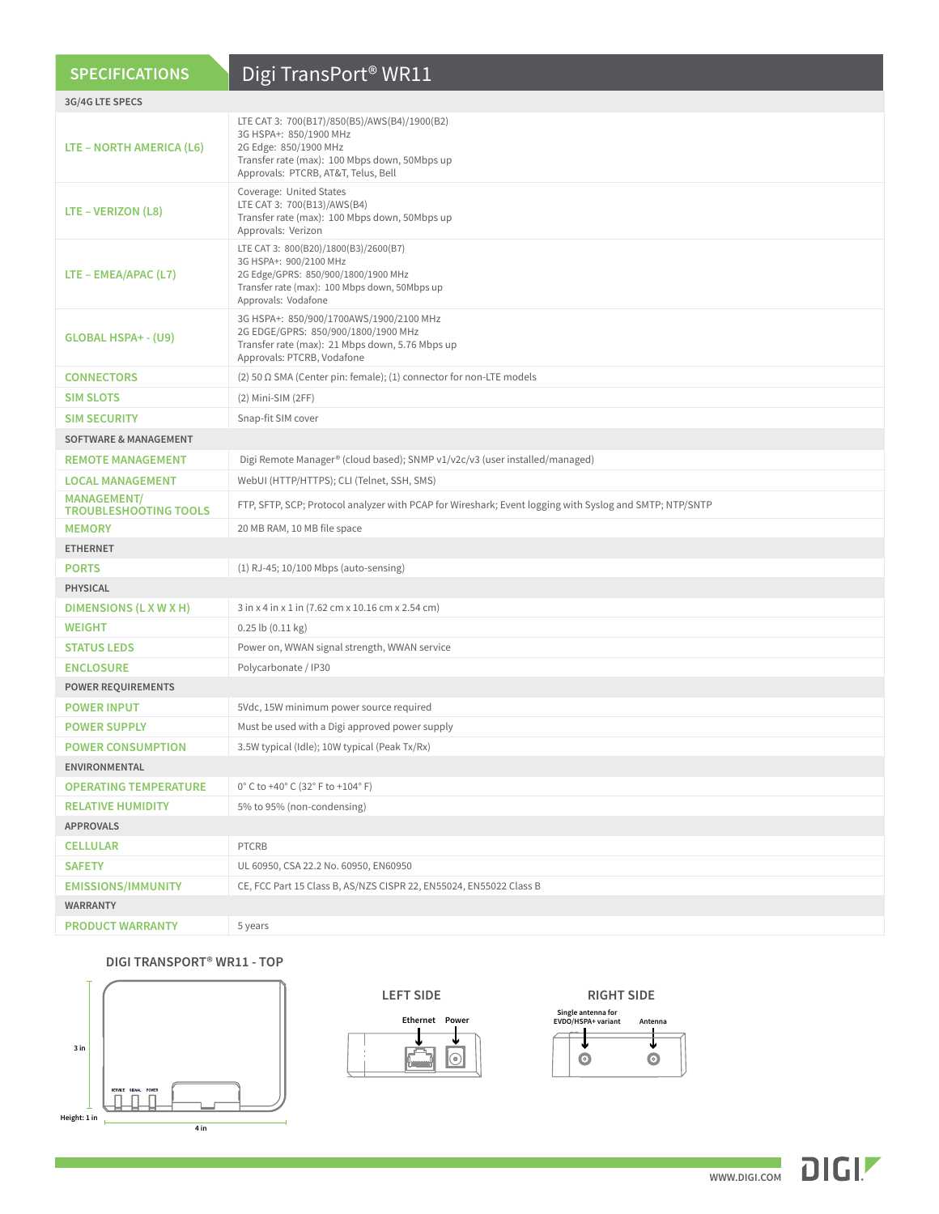## SPECIFICATIONS — Digi TransPort® WR11

| SPECIFICATIONS | Digi TransPort® WR11 |
|---|---|
| **3G/4G LTE SPECS** | |
| LTE – NORTH AMERICA (L6) | LTE CAT 3: 700(B17)/850(B5)/AWS(B4)/1900(B2)<br>3G HSPA+: 850/1900 MHz<br>2G Edge: 850/1900 MHz<br>Transfer rate (max): 100 Mbps down, 50Mbps up<br>Approvals: PTCRB, AT&T, Telus, Bell |
| LTE – VERIZON (L8) | Coverage: United States<br>LTE CAT 3: 700(B13)/AWS(B4)<br>Transfer rate (max): 100 Mbps down, 50Mbps up<br>Approvals: Verizon |
| LTE – EMEA/APAC (L7) | LTE CAT 3: 800(B20)/1800(B3)/2600(B7)<br>3G HSPA+: 900/2100 MHz<br>2G Edge/GPRS: 850/900/1800/1900 MHz<br>Transfer rate (max): 100 Mbps down, 50Mbps up<br>Approvals: Vodafone |
| GLOBAL HSPA+ - (U9) | 3G HSPA+: 850/900/1700AWS/1900/2100 MHz<br>2G EDGE/GPRS: 850/900/1800/1900 MHz<br>Transfer rate (max): 21 Mbps down, 5.76 Mbps up<br>Approvals: PTCRB, Vodafone |
| CONNECTORS | (2) 50 Ω SMA (Center pin: female); (1) connector for non-LTE models |
| SIM SLOTS | (2) Mini-SIM (2FF) |
| SIM SECURITY | Snap-fit SIM cover |
| **SOFTWARE & MANAGEMENT** | |
| REMOTE MANAGEMENT | Digi Remote Manager® (cloud based); SNMP v1/v2c/v3 (user installed/managed) |
| LOCAL MANAGEMENT | WebUI (HTTP/HTTPS); CLI (Telnet, SSH, SMS) |
| MANAGEMENT/ TROUBLESHOOTING TOOLS | FTP, SFTP, SCP; Protocol analyzer with PCAP for Wireshark; Event logging with Syslog and SMTP; NTP/SNTP |
| MEMORY | 20 MB RAM, 10 MB file space |
| **ETHERNET** | |
| PORTS | (1) RJ-45; 10/100 Mbps (auto-sensing) |
| **PHYSICAL** | |
| DIMENSIONS (L X W X H) | 3 in x 4 in x 1 in (7.62 cm x 10.16 cm x 2.54 cm) |
| WEIGHT | 0.25 lb (0.11 kg) |
| STATUS LEDS | Power on, WWAN signal strength, WWAN service |
| ENCLOSURE | Polycarbonate / IP30 |
| **POWER REQUIREMENTS** | |
| POWER INPUT | 5Vdc, 15W minimum power source required |
| POWER SUPPLY | Must be used with a Digi approved power supply |
| POWER CONSUMPTION | 3.5W typical (Idle); 10W typical (Peak Tx/Rx) |
| **ENVIRONMENTAL** | |
| OPERATING TEMPERATURE | 0° C to +40° C (32° F to +104° F) |
| RELATIVE HUMIDITY | 5% to 95% (non-condensing) |
| **APPROVALS** | |
| CELLULAR | PTCRB |
| SAFETY | UL 60950, CSA 22.2 No. 60950, EN60950 |
| EMISSIONS/IMMUNITY | CE, FCC Part 15 Class B, AS/NZS CISPR 22, EN55024, EN55022 Class B |
| **WARRANTY** | |
| PRODUCT WARRANTY | 5 years |

### DIGI TRANSPORT® WR11 - TOP

3 in
Height: 1 in
4 in

SERVICE SIGNAL POWER

### LEFT SIDE

Ethernet Power

### RIGHT SIDE

Single antenna for EVDO/HSPA+ variant
Antenna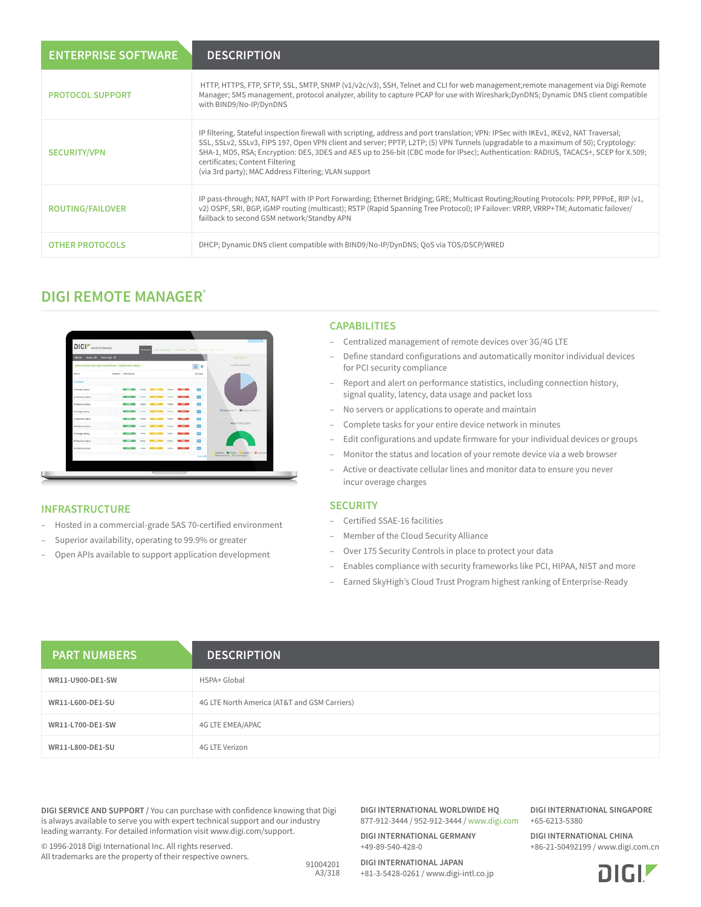| ENTERPRISE SOFTWARE | DESCRIPTION |
|---|---|
| PROTOCOL SUPPORT | HTTP, HTTPS, FTP, SFTP, SSL, SMTP, SNMP (v1/v2c/v3), SSH, Telnet and CLI for web management;remote management via Digi Remote Manager; SMS management, protocol analyzer, ability to capture PCAP for use with Wireshark;DynDNS; Dynamic DNS client compatible with BIND9/No-IP/DynDNS |
| SECURITY/VPN | IP filtering, Stateful inspection firewall with scripting, address and port translation; VPN: IPSec with IKEv1, IKEv2, NAT Traversal; SSL, SSLv2, SSLv3, FIPS 197, Open VPN client and server; PPTP, L2TP; (5) VPN Tunnels (upgradable to a maximum of 50); Cryptology: SHA-1, MD5, RSA; Encryption: DES, 3DES and AES up to 256-bit (CBC mode for IPsec); Authentication: RADIUS, TACACS+, SCEP for X.509; certificates; Content Filtering (via 3rd party); MAC Address Filtering; VLAN support |
| ROUTING/FAILOVER | IP pass-through; NAT, NAPT with IP Port Forwarding; Ethernet Bridging; GRE; Multicast Routing;Routing Protocols: PPP, PPPoE, RIP (v1, v2) OSPF, SRI, BGP, iGMP routing (multicast); RSTP (Rapid Spanning Tree Protocol); IP Failover: VRRP, VRRP+TM; Automatic failover/ failback to second GSM network/Standby APN |
| OTHER PROTOCOLS | DHCP; Dynamic DNS client compatible with BIND9/No-IP/DynDNS; QoS via TOS/DSCP/WRED |

## DIGI REMOTE MANAGER®

### INFRASTRUCTURE

- Hosted in a commercial-grade SAS 70-certified environment
- Superior availability, operating to 99.9% or greater
- Open APIs available to support application development

### CAPABILITIES

- Centralized management of remote devices over 3G/4G LTE
- Define standard configurations and automatically monitor individual devices for PCI security compliance
- Report and alert on performance statistics, including connection history, signal quality, latency, data usage and packet loss
- No servers or applications to operate and maintain
- Complete tasks for your entire device network in minutes
- Edit configurations and update firmware for your individual devices or groups
- Monitor the status and location of your remote device via a web browser
- Active or deactivate cellular lines and monitor data to ensure you never incur overage charges

### SECURITY

- Certified SSAE-16 facilities
- Member of the Cloud Security Alliance
- Over 175 Security Controls in place to protect your data
- Enables compliance with security frameworks like PCI, HIPAA, NIST and more
- Earned SkyHigh's Cloud Trust Program highest ranking of Enterprise-Ready

| PART NUMBERS | DESCRIPTION |
|---|---|
| WR11-U900-DE1-SW | HSPA+ Global |
| WR11-L600-DE1-SU | 4G LTE North America (AT&T and GSM Carriers) |
| WR11-L700-DE1-SW | 4G LTE EMEA/APAC |
| WR11-L800-DE1-SU | 4G LTE Verizon |

**DIGI SERVICE AND SUPPORT** / You can purchase with confidence knowing that Digi is always available to serve you with expert technical support and our industry leading warranty. For detailed information visit www.digi.com/support.

© 1996-2018 Digi International Inc. All rights reserved.
All trademarks are the property of their respective owners.

91004201
A3/318

**DIGI INTERNATIONAL WORLDWIDE HQ**
877-912-3444 / 952-912-3444 / www.digi.com

**DIGI INTERNATIONAL GERMANY**
+49-89-540-428-0

**DIGI INTERNATIONAL JAPAN**
+81-3-5428-0261 / www.digi-intl.co.jp

**DIGI INTERNATIONAL SINGAPORE**
+65-6213-5380

**DIGI INTERNATIONAL CHINA**
+86-21-50492199 / www.digi.com.cn